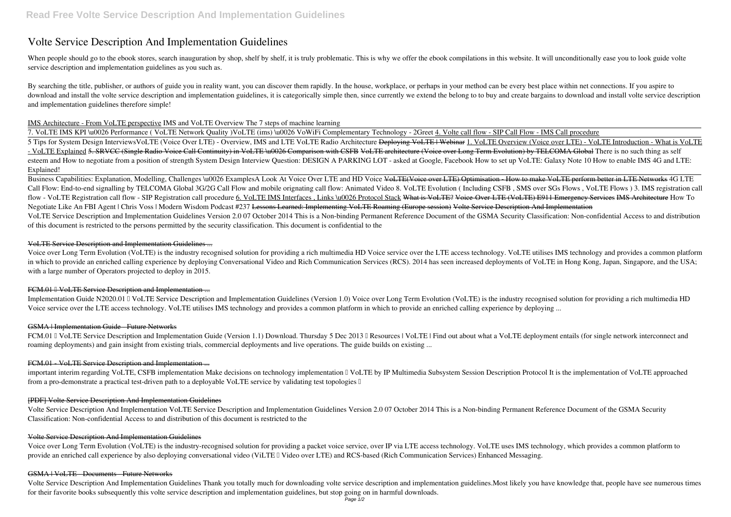# Volte Service Description And Implementation Guidelines

When people should go to the ebook stores, search inauguration by shop, shelf by shelf, it is truly problematic. This is why we offer the ebook compilations in this website. It will unconditionally ease you to look guide volte service description and implementation guidelines as you such as.

By searching the title, publisher, or authors of guide you in reality want, you can discover them rapidly. In the house, workplace, or perhaps in your method can be every best place within net connections. If you aspire to download and install the volte service description and implementation guidelines, it is categorically simple then, since currently we extend the belong to to buy and create bargains to download and install volte service description and implementation guidelines therefore simple!

IMS Architecture - From VoLTE perspective *IMS and VoLTE Overview* *The 7 steps of machine learning*

7. VoLTE IMS KPI \u0026 Performance ( VoLTE Network Quality )*VoLTE (ims) \u0026 VoWiFi Complementary Technology - 2Greet* 4. Volte call flow - SIP Call Flow - IMS Call procedure

5 Tips for System Design Interviews*VoLTE (Voice Over LTE) - Overview, IMS and LTE* *VoLTE Radio Architecture* ~~Deploying VoLTE | Webinar~~ 1. VoLTE Overview (Voice over LTE) - VoLTE Introduction - What is VoLTE - VoLTE Explained ~~5. SRVCC (Single Radio Voice Call Continuity) in VoLTE \u0026 Comparison with CSFB~~ ~~VoLTE architecture (Voice over Long Term Evolution) by TELCOMA Global~~ *There is no such thing as self esteem and How to negotiate from a position of strength* *System Design Interview Question: DESIGN A PARKING LOT - asked at Google, Facebook* *How to set up VoLTE: Galaxy Note 10* *How to enable IMS 4G and LTE: Explained!*

Business Capabilities: Explanation, Modelling, Challenges \u0026 Examples*A Look At Voice Over LTE and HD Voice* ~~VoLTE(Voice over LTE) Optimisation - How to make VoLTE perform better in LTE Networks~~ *4G LTE Call Flow: End-to-end signalling by TELCOMA Global* *3G/2G Call Flow and mobile orignating call flow: Animated Video* *8. VoLTE Evolution ( Including CSFB , SMS over SGs Flows , VoLTE Flows )* *3. IMS registration call flow - VoLTE Registration call flow - SIP Registration call procedure* 6. VoLTE IMS Interfaces , Links \u0026 Protocol Stack ~~What is VoLTE?~~ ~~Voice-Over-LTE (VoLTE) E911 Emergency Services~~ ~~IMS Architecture~~ *How To Negotiate Like An FBI Agent | Chris Voss | Modern Wisdom Podcast #237* ~~Lessons Learned: Implementing VoLTE Roaming (Europe session)~~ ~~Volte Service Description And Implementation~~

VoLTE Service Description and Implementation Guidelines Version 2.0 07 October 2014 This is a Non-binding Permanent Reference Document of the GSMA Security Classification: Non-confidential Access to and distribution of this document is restricted to the persons permitted by the security classification. This document is confidential to the

#### VoLTE Service Description and Implementation Guidelines ...

Voice over Long Term Evolution (VoLTE) is the industry recognised solution for providing a rich multimedia HD Voice service over the LTE access technology. VoLTE utilises IMS technology and provides a common platform in which to provide an enriched calling experience by deploying Conversational Video and Rich Communication Services (RCS). 2014 has seen increased deployments of VoLTE in Hong Kong, Japan, Singapore, and the USA; with a large number of Operators projected to deploy in 2015.

#### FCM.01 – VoLTE Service Description and Implementation ...

Implementation Guide N2020.01 – VoLTE Service Description and Implementation Guidelines (Version 1.0) Voice over Long Term Evolution (VoLTE) is the industry recognised solution for providing a rich multimedia HD Voice service over the LTE access technology. VoLTE utilises IMS technology and provides a common platform in which to provide an enriched calling experience by deploying ...

#### GSMA | Implementation Guide - Future Networks

FCM.01 – VoLTE Service Description and Implementation Guide (Version 1.1) Download. Thursday 5 Dec 2013 – Resources | VoLTE | Find out about what a VoLTE deployment entails (for single network interconnect and roaming deployments) and gain insight from existing trials, commercial deployments and live operations. The guide builds on existing ...

#### FCM.01 - VoLTE Service Description and Implementation ...

important interim regarding VoLTE, CSFB implementation Make decisions on technology implementation – VoLTE by IP Multimedia Subsystem Session Description Protocol It is the implementation of VoLTE approached from a pro-demonstrate a practical test-driven path to a deployable VoLTE service by validating test topologies –

#### [PDF] Volte Service Description And Implementation Guidelines

Volte Service Description And Implementation VoLTE Service Description and Implementation Guidelines Version 2.0 07 October 2014 This is a Non-binding Permanent Reference Document of the GSMA Security Classification: Non-confidential Access to and distribution of this document is restricted to the

#### Volte Service Description And Implementation Guidelines

Voice over Long Term Evolution (VoLTE) is the industry-recognised solution for providing a packet voice service, over IP via LTE access technology. VoLTE uses IMS technology, which provides a common platform to provide an enriched call experience by also deploying conversational video (ViLTE – Video over LTE) and RCS-based (Rich Communication Services) Enhanced Messaging.

#### GSMA | VoLTE - Documents - Future Networks

Volte Service Description And Implementation Guidelines Thank you totally much for downloading volte service description and implementation guidelines.Most likely you have knowledge that, people have see numerous times for their favorite books subsequently this volte service description and implementation guidelines, but stop going on in harmful downloads.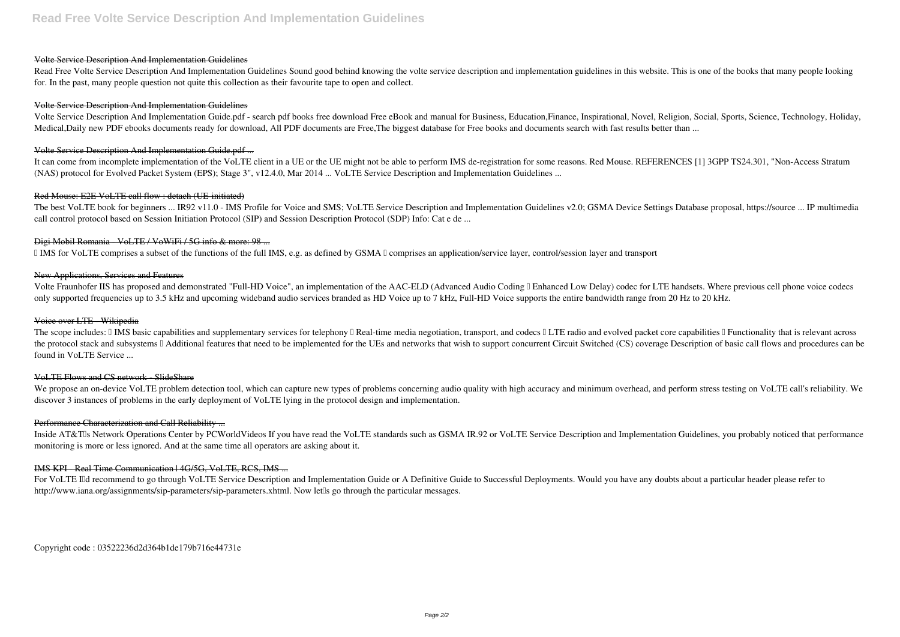## Volte Service Description And Implementation Guidelines

Read Free Volte Service Description And Implementation Guidelines Sound good behind knowing the volte service description and implementation guidelines in this website. This is one of the books that many people looking for. In the past, many people question not quite this collection as their favourite tape to open and collect.

## Volte Service Description And Implementation Guidelines

Volte Service Description And Implementation Guide.pdf - search pdf books free download Free eBook and manual for Business, Education,Finance, Inspirational, Novel, Religion, Social, Sports, Science, Technology, Holiday, Medical,Daily new PDF ebooks documents ready for download, All PDF documents are Free,The biggest database for Free books and documents search with fast results better than ...

## Volte Service Description And Implementation Guide.pdf ...

It can come from incomplete implementation of the VoLTE client in a UE or the UE might not be able to perform IMS de-registration for some reasons. Red Mouse. REFERENCES [1] 3GPP TS24.301, "Non-Access Stratum (NAS) protocol for Evolved Packet System (EPS); Stage 3", v12.4.0, Mar 2014 ... VoLTE Service Description and Implementation Guidelines ...

## Red Mouse: E2E VoLTE call flow : detach (UE-initiated)

Tbe best VoLTE book for beginners ... IR92 v11.0 - IMS Profile for Voice and SMS; VoLTE Service Description and Implementation Guidelines v2.0; GSMA Device Settings Database proposal, https://source ... IP multimedia call control protocol based on Session Initiation Protocol (SIP) and Session Description Protocol (SDP) Info: Cat e de ...

## Digi Mobil Romania - VoLTE / VoWiFi / 5G info & more: 98 ...

 IMS for VoLTE comprises a subset of the functions of the full IMS, e.g. as defined by GSMA  comprises an application/service layer, control/session layer and transport

## New Applications, Services and Features

Volte Fraunhofer IIS has proposed and demonstrated "Full-HD Voice", an implementation of the AAC-ELD (Advanced Audio Coding  Enhanced Low Delay) codec for LTE handsets. Where previous cell phone voice codecs only supported frequencies up to 3.5 kHz and upcoming wideband audio services branded as HD Voice up to 7 kHz, Full-HD Voice supports the entire bandwidth range from 20 Hz to 20 kHz.

## Voice over LTE - Wikipedia

The scope includes:  IMS basic capabilities and supplementary services for telephony  Real-time media negotiation, transport, and codecs  LTE radio and evolved packet core capabilities  Functionality that is relevant across the protocol stack and subsystems  Additional features that need to be implemented for the UEs and networks that wish to support concurrent Circuit Switched (CS) coverage Description of basic call flows and procedures can be found in VoLTE Service ...

## VoLTE Flows and CS network - SlideShare

We propose an on-device VoLTE problem detection tool, which can capture new types of problems concerning audio quality with high accuracy and minimum overhead, and perform stress testing on VoLTE call's reliability. We discover 3 instances of problems in the early deployment of VoLTE lying in the protocol design and implementation.

## Performance Characterization and Call Reliability ...

Inside AT&T's Network Operations Center by PCWorldVideos If you have read the VoLTE standards such as GSMA IR.92 or VoLTE Service Description and Implementation Guidelines, you probably noticed that performance monitoring is more or less ignored. And at the same time all operators are asking about it.

## IMS KPI - Real Time Communication | 4G/5G, VoLTE, RCS, IMS ...

For VoLTE I'd recommend to go through VoLTE Service Description and Implementation Guide or A Definitive Guide to Successful Deployments. Would you have any doubts about a particular header please refer to http://www.iana.org/assignments/sip-parameters/sip-parameters.xhtml. Now let's go through the particular messages.

Copyright code : 03522236d2d364b1de179b716e44731e